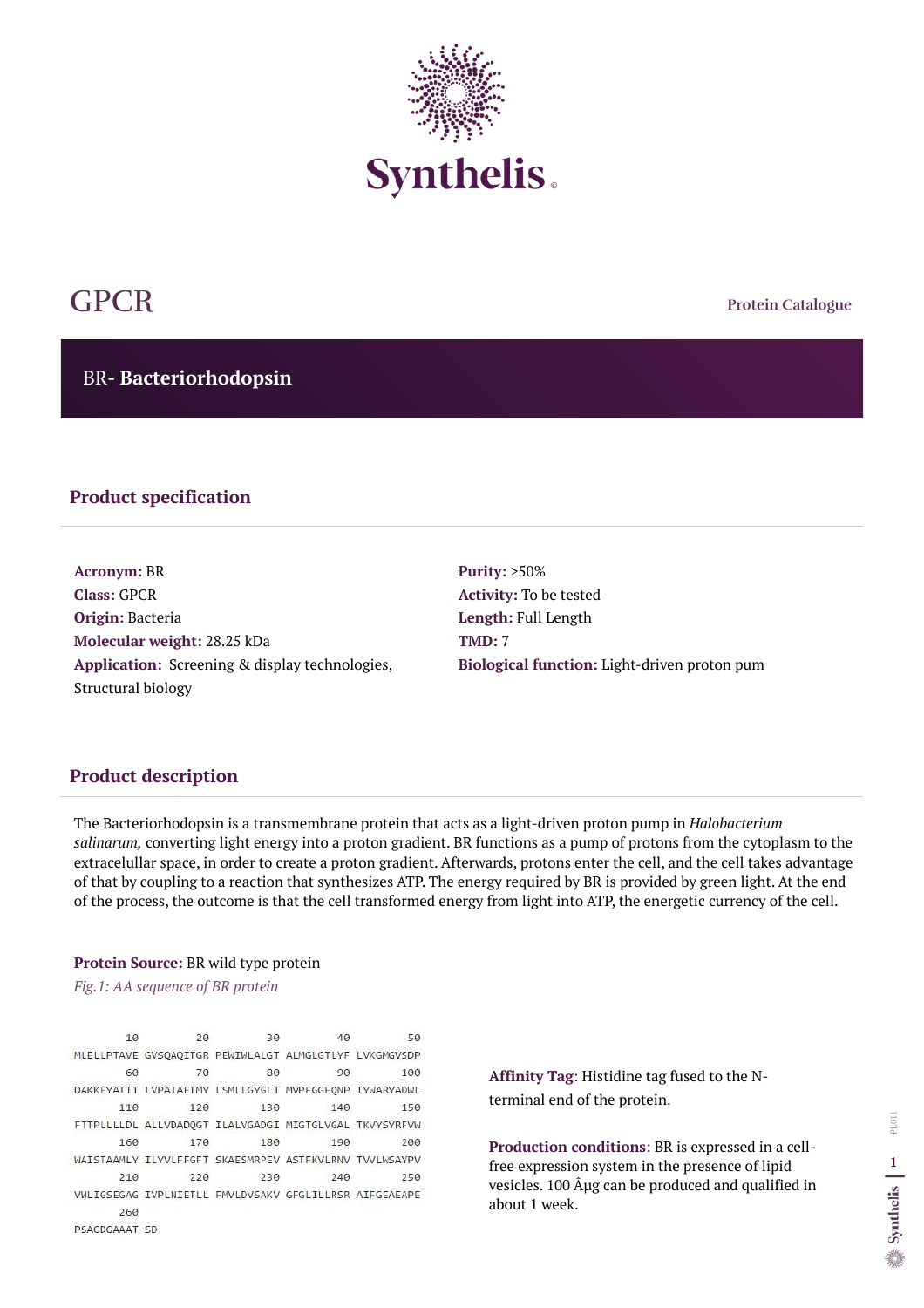# GPCR

Protein Catalogue

## BR- **Bacteriorhodopsin**

### Product specification

**Acronym:** BR
**Class:** GPCR
**Origin:** Bacteria
**Molecular weight:** 28.25 kDa
**Application:** Screening & display technologies, Structural biology

**Purity:** >50%
**Activity:** To be tested
**Length:** Full Length
**TMD:** 7
**Biological function:** Light-driven proton pum

### Product description

The Bacteriorhodopsin is a transmembrane protein that acts as a light-driven proton pump in *Halobacterium salinarum,* converting light energy into a proton gradient. BR functions as a pump of protons from the cytoplasm to the extracelullar space, in order to create a proton gradient. Afterwards, protons enter the cell, and the cell takes advantage of that by coupling to a reaction that synthesizes ATP. The energy required by BR is provided by green light. At the end of the process, the outcome is that the cell transformed energy from light into ATP, the energetic currency of the cell.

**Protein Source:** BR wild type protein

*Fig.1: AA sequence of BR protein*

```
        10         20         30         40         50
MLELLPTAVE GVSQAQITGR PEWIWLALGT ALMGLGTLYF LVKGMGVSDP
        60         70         80         90        100
DAKKFYAITT LVPAIAFTMY LSMLLGYGLT MVPFGGEQNP IYWARYADWL
       110        120        130        140        150
FTTPLLLLDL ALLVDADQGT ILALVGADGI MIGTGLVGAL TKVYSYRFVW
       160        170        180        190        200
WAISTAAMLY ILYVLFFGFT SKAESMRPEV ASTFKVLRNV TVVLWSAYPV
       210        220        230        240        250
VWLIGSEGAG IVPLNIETLL FMVLDVSAKV GFGLILLRSR AIFGEAEAPE
       260
PSAGDGAAAT SD
```

**Affinity Tag**: Histidine tag fused to the N-terminal end of the protein.

**Production conditions**: BR is expressed in a cell-free expression system in the presence of lipid vesicles. 100 Âµg can be produced and qualified in about 1 week.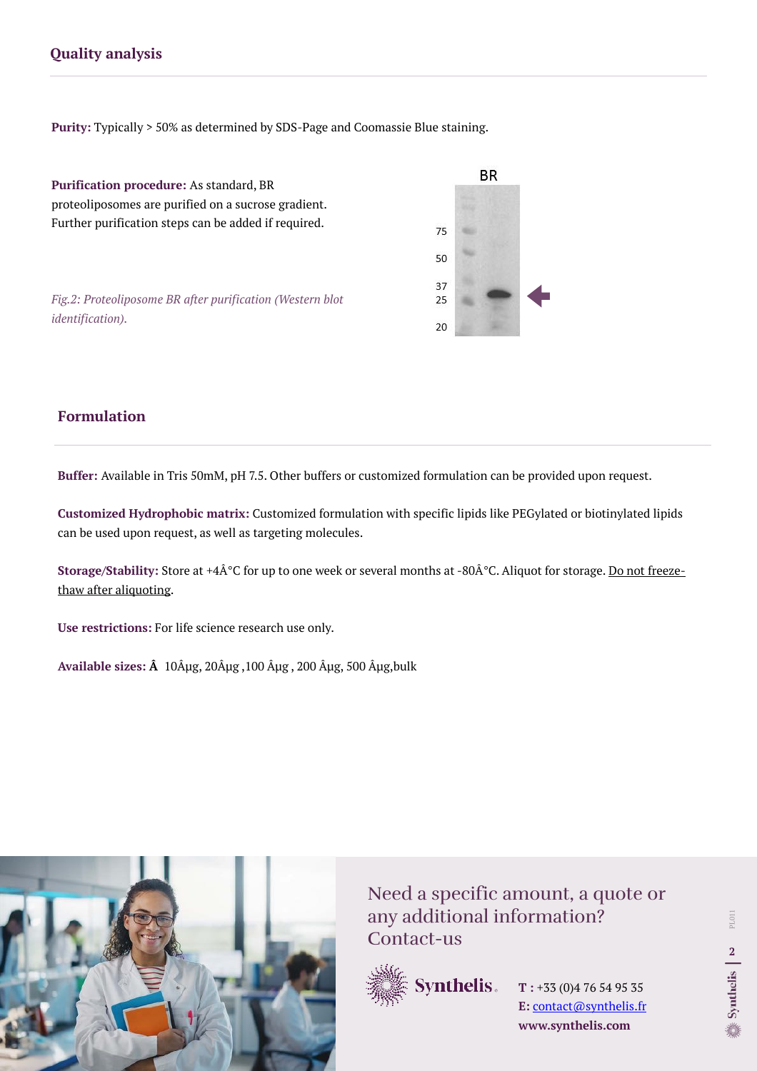## Quality analysis

**Purity:** Typically > 50% as determined by SDS-Page and Coomassie Blue staining.

**Purification procedure:** As standard, BR proteoliposomes are purified on a sucrose gradient. Further purification steps can be added if required.

BR

75

50

37

25

20

*Fig.2: Proteoliposome BR after purification (Western blot identification).*

## Formulation

**Buffer:** Available in Tris 50mM, pH 7.5. Other buffers or customized formulation can be provided upon request.

**Customized Hydrophobic matrix:** Customized formulation with specific lipids like PEGylated or biotinylated lipids can be used upon request, as well as targeting molecules.

**Storage/Stability:** Store at +4Â°C for up to one week or several months at -80Â°C. Aliquot for storage. Do not freeze-thaw after aliquoting.

**Use restrictions:** For life science research use only.

**Available sizes:** **Â** 10Âµg, 20Âµg ,100 Âµg , 200 Âµg, 500 Âµg,bulk

Need a specific amount, a quote or any additional information? Contact-us

Synthelis

**T :** +33 (0)4 76 54 95 35
**E:** contact@synthelis.fr
**www.synthelis.com**